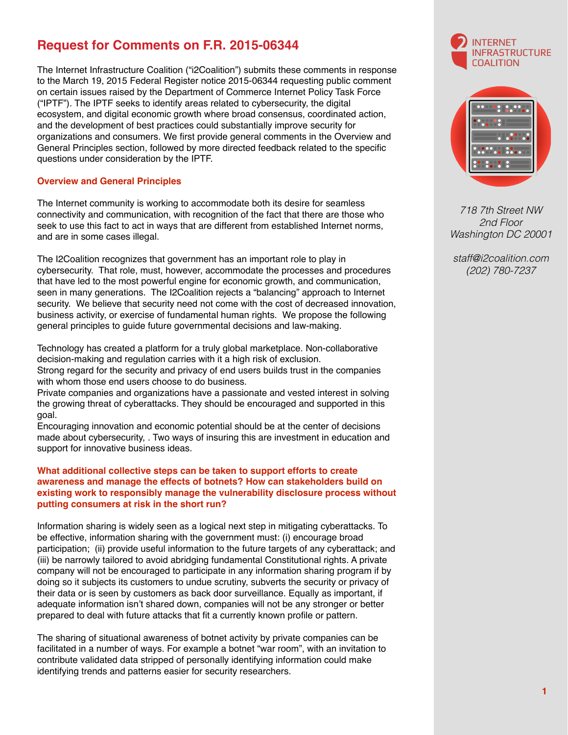# Request for Comments on F.R. 2015-06344

The Internet Infrastructure Coalition ("i2Coalition") submits these comments in response to the March 19, 2015 Federal Register notice 2015-06344 requesting public comment on certain issues raised by the Department of Commerce Internet Policy Task Force ("IPTF"). The IPTF seeks to identify areas related to cybersecurity, the digital ecosystem, and digital economic growth where broad consensus, coordinated action, and the development of best practices could substantially improve security for organizations and consumers. We first provide general comments in the Overview and General Principles section, followed by more directed feedback related to the specific questions under consideration by the IPTF.

INTERNET INFRASTRUCTURE COALITION

*718 7th Street NW*
*2nd Floor*
*Washington DC 20001*

*staff@i2coalition.com*
*(202) 780-7237*

## Overview and General Principles

The Internet community is working to accommodate both its desire for seamless connectivity and communication, with recognition of the fact that there are those who seek to use this fact to act in ways that are different from established Internet norms, and are in some cases illegal.

The I2Coalition recognizes that government has an important role to play in cybersecurity. That role, must, however, accommodate the processes and procedures that have led to the most powerful engine for economic growth, and communication, seen in many generations. The I2Coalition rejects a "balancing" approach to Internet security. We believe that security need not come with the cost of decreased innovation, business activity, or exercise of fundamental human rights. We propose the following general principles to guide future governmental decisions and law-making.

Technology has created a platform for a truly global marketplace. Non-collaborative decision-making and regulation carries with it a high risk of exclusion.
Strong regard for the security and privacy of end users builds trust in the companies with whom those end users choose to do business.
Private companies and organizations have a passionate and vested interest in solving the growing threat of cyberattacks. They should be encouraged and supported in this goal.
Encouraging innovation and economic potential should be at the center of decisions made about cybersecurity, . Two ways of insuring this are investment in education and support for innovative business ideas.

### What additional collective steps can be taken to support efforts to create awareness and manage the effects of botnets? How can stakeholders build on existing work to responsibly manage the vulnerability disclosure process without putting consumers at risk in the short run?

Information sharing is widely seen as a logical next step in mitigating cyberattacks. To be effective, information sharing with the government must: (i) encourage broad participation; (ii) provide useful information to the future targets of any cyberattack; and (iii) be narrowly tailored to avoid abridging fundamental Constitutional rights. A private company will not be encouraged to participate in any information sharing program if by doing so it subjects its customers to undue scrutiny, subverts the security or privacy of their data or is seen by customers as back door surveillance. Equally as important, if adequate information isn't shared down, companies will not be any stronger or better prepared to deal with future attacks that fit a currently known profile or pattern.

The sharing of situational awareness of botnet activity by private companies can be facilitated in a number of ways. For example a botnet "war room", with an invitation to contribute validated data stripped of personally identifying information could make identifying trends and patterns easier for security researchers.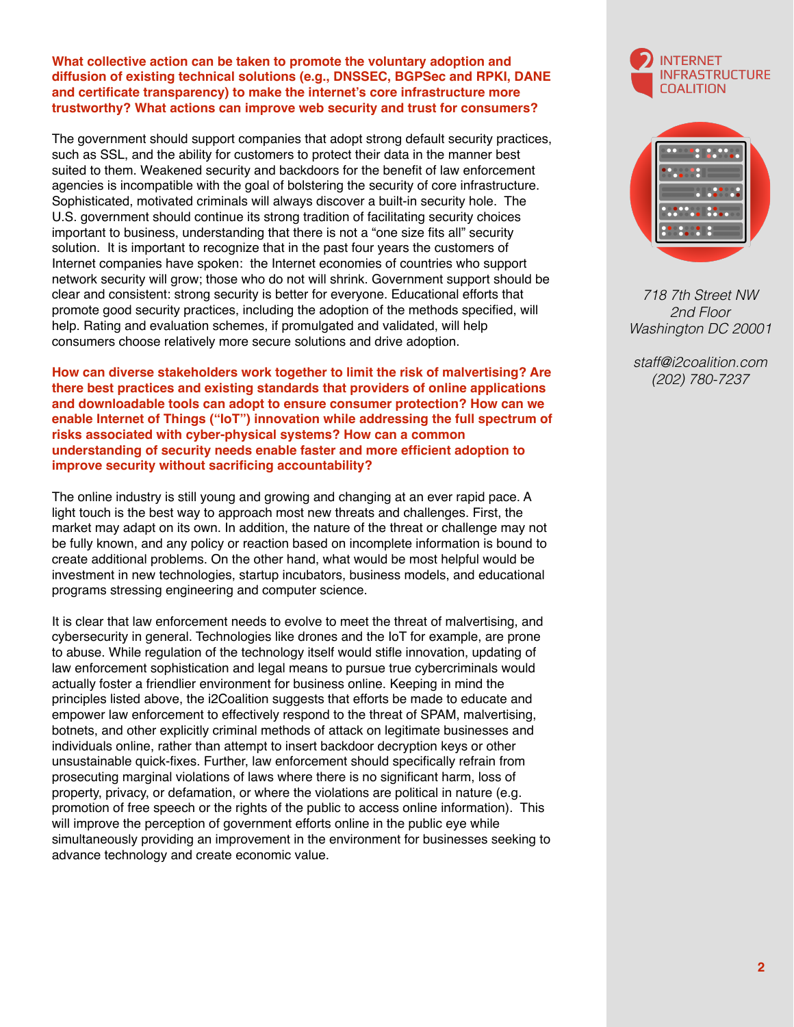**What collective action can be taken to promote the voluntary adoption and diffusion of existing technical solutions (e.g., DNSSEC, BGPSec and RPKI, DANE and certificate transparency) to make the internet's core infrastructure more trustworthy? What actions can improve web security and trust for consumers?**

The government should support companies that adopt strong default security practices, such as SSL, and the ability for customers to protect their data in the manner best suited to them. Weakened security and backdoors for the benefit of law enforcement agencies is incompatible with the goal of bolstering the security of core infrastructure. Sophisticated, motivated criminals will always discover a built-in security hole. The U.S. government should continue its strong tradition of facilitating security choices important to business, understanding that there is not a "one size fits all" security solution. It is important to recognize that in the past four years the customers of Internet companies have spoken: the Internet economies of countries who support network security will grow; those who do not will shrink. Government support should be clear and consistent: strong security is better for everyone. Educational efforts that promote good security practices, including the adoption of the methods specified, will help. Rating and evaluation schemes, if promulgated and validated, will help consumers choose relatively more secure solutions and drive adoption.

**How can diverse stakeholders work together to limit the risk of malvertising? Are there best practices and existing standards that providers of online applications and downloadable tools can adopt to ensure consumer protection? How can we enable Internet of Things ("IoT") innovation while addressing the full spectrum of risks associated with cyber-physical systems? How can a common understanding of security needs enable faster and more efficient adoption to improve security without sacrificing accountability?**

The online industry is still young and growing and changing at an ever rapid pace. A light touch is the best way to approach most new threats and challenges. First, the market may adapt on its own. In addition, the nature of the threat or challenge may not be fully known, and any policy or reaction based on incomplete information is bound to create additional problems. On the other hand, what would be most helpful would be investment in new technologies, startup incubators, business models, and educational programs stressing engineering and computer science.

It is clear that law enforcement needs to evolve to meet the threat of malvertising, and cybersecurity in general. Technologies like drones and the IoT for example, are prone to abuse. While regulation of the technology itself would stifle innovation, updating of law enforcement sophistication and legal means to pursue true cybercriminals would actually foster a friendlier environment for business online. Keeping in mind the principles listed above, the i2Coalition suggests that efforts be made to educate and empower law enforcement to effectively respond to the threat of SPAM, malvertising, botnets, and other explicitly criminal methods of attack on legitimate businesses and individuals online, rather than attempt to insert backdoor decryption keys or other unsustainable quick-fixes. Further, law enforcement should specifically refrain from prosecuting marginal violations of laws where there is no significant harm, loss of property, privacy, or defamation, or where the violations are political in nature (e.g. promotion of free speech or the rights of the public to access online information). This will improve the perception of government efforts online in the public eye while simultaneously providing an improvement in the environment for businesses seeking to advance technology and create economic value.

INTERNET INFRASTRUCTURE COALITION

*718 7th Street NW*
*2nd Floor*
*Washington DC 20001*

*staff@i2coalition.com*
*(202) 780-7237*